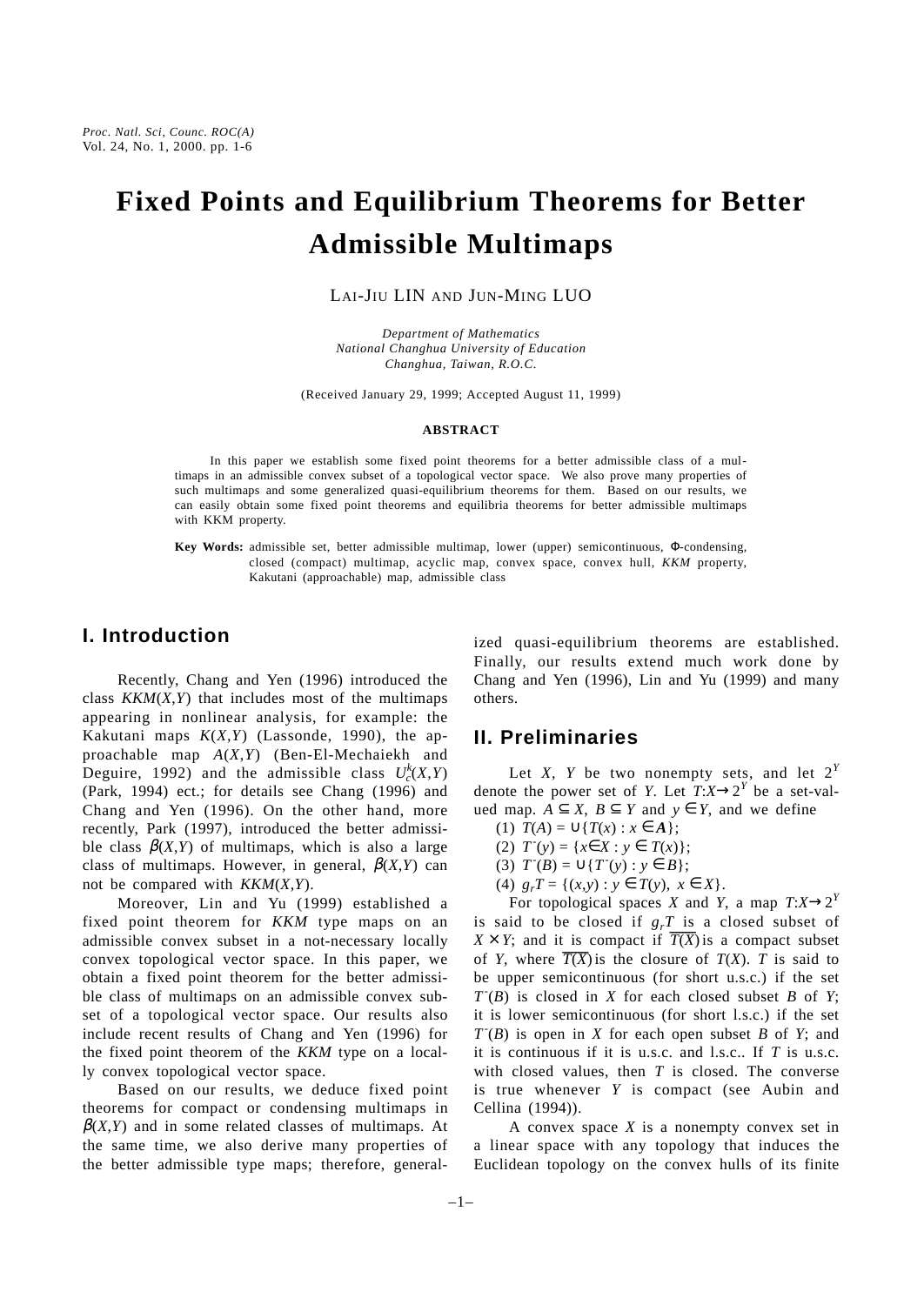# Fixed Points and Equilibrium Theorems for Better Admissible Multimaps

LAI-JIU LIN AND JUN-MING LUO

*Department of Mathematics*
*National Changhua University of Education*
*Changhua, Taiwan, R.O.C.*

(Received January 29, 1999; Accepted August 11, 1999)

### ABSTRACT

In this paper we establish some fixed point theorems for a better admissible class of a multimaps in an admissible convex subset of a topological vector space. We also prove many properties of such multimaps and some generalized quasi-equilibrium theorems for them. Based on our results, we can easily obtain some fixed point theorems and equilibria theorems for better admissible multimaps with KKM property.

**Key Words:** admissible set, better admissible multimap, lower (upper) semicontinuous, Φ-condensing, closed (compact) multimap, acyclic map, convex space, convex hull, *KKM* property, Kakutani (approachable) map, admissible class

## I. Introduction

Recently, Chang and Yen (1996) introduced the class $KKM(X,Y)$ that includes most of the multimaps appearing in nonlinear analysis, for example: the Kakutani maps $K(X,Y)$ (Lassonde, 1990), the approachable map $A(X,Y)$ (Ben-El-Mechaiekh and Deguire, 1992) and the admissible class $U_c^k(X,Y)$ (Park, 1994) ect.; for details see Chang (1996) and Chang and Yen (1996). On the other hand, more recently, Park (1997), introduced the better admissible class $\beta(X,Y)$ of multimaps, which is also a large class of multimaps. However, in general, $\beta(X,Y)$ can not be compared with $KKM(X,Y)$.

Moreover, Lin and Yu (1999) established a fixed point theorem for *KKM* type maps on an admissible convex subset in a not-necessary locally convex topological vector space. In this paper, we obtain a fixed point theorem for the better admissible class of multimaps on an admissible convex subset of a topological vector space. Our results also include recent results of Chang and Yen (1996) for the fixed point theorem of the *KKM* type on a locally convex topological vector space.

Based on our results, we deduce fixed point theorems for compact or condensing multimaps in $\beta(X,Y)$ and in some related classes of multimaps. At the same time, we also derive many properties of the better admissible type maps; therefore, generalized quasi-equilibrium theorems are established. Finally, our results extend much work done by Chang and Yen (1996), Lin and Yu (1999) and many others.

## II. Preliminaries

Let $X$, $Y$ be two nonempty sets, and let $2^Y$ denote the power set of $Y$. Let $T:X\to 2^Y$ be a set-valued map. $A \subseteq X$, $B \subseteq Y$ and $y \in Y$, and we define

(1) $T(A) = \cup\{T(x) : x \in A\}$;

(2) $T^-(y) = \{x\in X : y \in T(x)\}$;

(3) $T^-(B) = \cup\{T^-(y) : y \in B\}$;

(4) $g_rT = \{(x,y) : y \in T(y),\ x \in X\}$.

For topological spaces $X$ and $Y$, a map $T:X\to 2^Y$ is said to be closed if $g_rT$ is a closed subset of $X \times Y$; and it is compact if $\overline{T(X)}$ is a compact subset of $Y$, where $\overline{T(X)}$ is the closure of $T(X)$. $T$ is said to be upper semicontinuous (for short u.s.c.) if the set $T^-(B)$ is closed in $X$ for each closed subset $B$ of $Y$; it is lower semicontinuous (for short l.s.c.) if the set $T^-(B)$ is open in $X$ for each open subset $B$ of $Y$; and it is continuous if it is u.s.c. and l.s.c.. If $T$ is u.s.c. with closed values, then $T$ is closed. The converse is true whenever $Y$ is compact (see Aubin and Cellina (1994)).

A convex space $X$ is a nonempty convex set in a linear space with any topology that induces the Euclidean topology on the convex hulls of its finite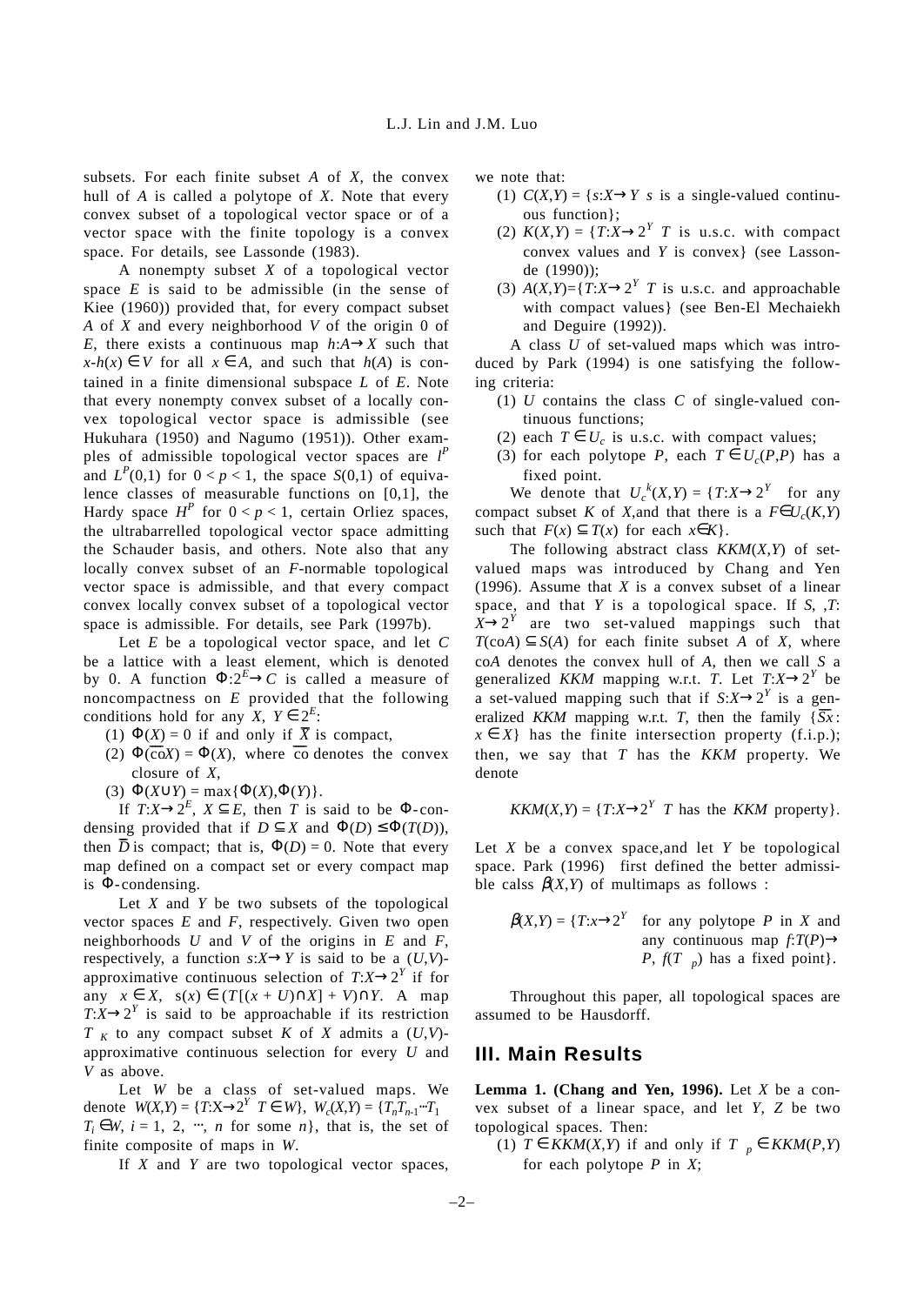subsets. For each finite subset $A$ of $X$, the convex hull of $A$ is called a polytope of $X$. Note that every convex subset of a topological vector space or of a vector space with the finite topology is a convex space. For details, see Lassonde (1983).

A nonempty subset $X$ of a topological vector space $E$ is said to be admissible (in the sense of Kiee (1960)) provided that, for every compact subset $A$ of $X$ and every neighborhood $V$ of the origin 0 of $E$, there exists a continuous map $h:A \to X$ such that $x-h(x) \in V$ for all $x \in A$, and such that $h(A)$ is contained in a finite dimensional subspace $L$ of $E$. Note that every nonempty convex subset of a locally convex topological vector space is admissible (see Hukuhara (1950) and Nagumo (1951)). Other examples of admissible topological vector spaces are $l^P$ and $L^P(0,1)$ for $0 < p < 1$, the space $S(0,1)$ of equivalence classes of measurable functions on [0,1], the Hardy space $H^P$ for $0 < p < 1$, certain Orliez spaces, the ultrabarrelled topological vector space admitting the Schauder basis, and others. Note also that any locally convex subset of an $F$-normable topological vector space is admissible, and that every compact convex locally convex subset of a topological vector space is admissible. For details, see Park (1997b).

Let $E$ be a topological vector space, and let $C$ be a lattice with a least element, which is denoted by 0. A function $\Phi:2^E \to C$ is called a measure of noncompactness on $E$ provided that the following conditions hold for any $X$, $Y \in 2^E$:

(1) $\Phi(X) = 0$ if and only if $\overline{X}$ is compact,

(2) $\Phi(\overline{\text{co}}X) = \Phi(X)$, where $\overline{\text{co}}$ denotes the convex closure of $X$,

(3) $\Phi(X \cup Y) = \max\{\Phi(X), \Phi(Y)\}$.

If $T:X \to 2^E$, $X \subseteq E$, then $T$ is said to be $\Phi$-condensing provided that if $D \subseteq X$ and $\Phi(D) \leq \Phi(T(D))$, then $\overline{D}$ is compact; that is, $\Phi(D) = 0$. Note that every map defined on a compact set or every compact map is $\Phi$-condensing.

Let $X$ and $Y$ be two subsets of the topological vector spaces $E$ and $F$, respectively. Given two open neighborhoods $U$ and $V$ of the origins in $E$ and $F$, respectively, a function $s:X \to Y$ is said to be a $(U,V)$-approximative continuous selection of $T:X \to 2^Y$ if for any $x \in X$, $s(x) \in (T[(x + U) \cap X] + V) \cap Y$. A map $T:X \to 2^Y$ is said to be approachable if its restriction $T_K$ to any compact subset $K$ of $X$ admits a $(U,V)$-approximative continuous selection for every $U$ and $V$ as above.

Let $W$ be a class of set-valued maps. We denote $W(X,Y) = \{T:X \to 2^Y\ T \in W\}$, $W_c(X,Y) = \{T_nT_{n-1} \cdots T_1\ T_i \in W, i = 1, 2, \cdots, n$ for some $n\}$, that is, the set of finite composite of maps in $W$.

If $X$ and $Y$ are two topological vector spaces, we note that:

(1) $C(X,Y) = \{s:X \to Y\ s$ is a single-valued continuous function$\}$;

(2) $K(X,Y) = \{T:X \to 2^Y\ T$ is u.s.c. with compact convex values and $Y$ is convex$\}$ (see Lassonde (1990));

(3) $A(X,Y) = \{T:X \to 2^Y\ T$ is u.s.c. and approachable with compact values$\}$ (see Ben-El Mechaiekh and Deguire (1992)).

A class $U$ of set-valued maps which was introduced by Park (1994) is one satisfying the following criteria:

(1) $U$ contains the class $C$ of single-valued continuous functions;

(2) each $T \in U_c$ is u.s.c. with compact values;

(3) for each polytope $P$, each $T \in U_c(P,P)$ has a fixed point.

We denote that $U_c^k(X,Y) = \{T:X \to 2^Y$ for any compact subset $K$ of $X$, and that there is a $F \in U_c(K,Y)$ such that $F(x) \subseteq T(x)$ for each $x \in K\}$.

The following abstract class $KKM(X,Y)$ of set-valued maps was introduced by Chang and Yen (1996). Assume that $X$ is a convex subset of a linear space, and that $Y$ is a topological space. If $S$, ,$T$: $X \to 2^Y$ are two set-valued mappings such that $T(\text{co}A) \subseteq S(A)$ for each finite subset $A$ of $X$, where co$A$ denotes the convex hull of $A$, then we call $S$ a generalized $KKM$ mapping w.r.t. $T$. Let $T:X \to 2^Y$ be a set-valued mapping such that if $S:X \to 2^Y$ is a generalized $KKM$ mapping w.r.t. $T$, then the family $\{\overline{Sx}: x \in X\}$ has the finite intersection property (f.i.p.); then, we say that $T$ has the $KKM$ property. We denote

$$KKM(X,Y) = \{T:X \to 2^Y\ T \text{ has the } KKM \text{ property}\}.$$

Let $X$ be a convex space,and let $Y$ be topological space. Park (1996) first defined the better admissible calss $\beta(X,Y)$ of multimaps as follows :

$$\beta(X,Y) = \{T:x \to 2^Y \text{ for any polytope } P \text{ in } X \text{ and any continuous map } f:T(P) \to P,\ f(T_p) \text{ has a fixed point}\}.$$

Throughout this paper, all topological spaces are assumed to be Hausdorff.

## III. Main Results

**Lemma 1. (Chang and Yen, 1996).** Let $X$ be a convex subset of a linear space, and let $Y$, $Z$ be two topological spaces. Then:

(1) $T \in KKM(X,Y)$ if and only if $T_p \in KKM(P,Y)$ for each polytope $P$ in $X$;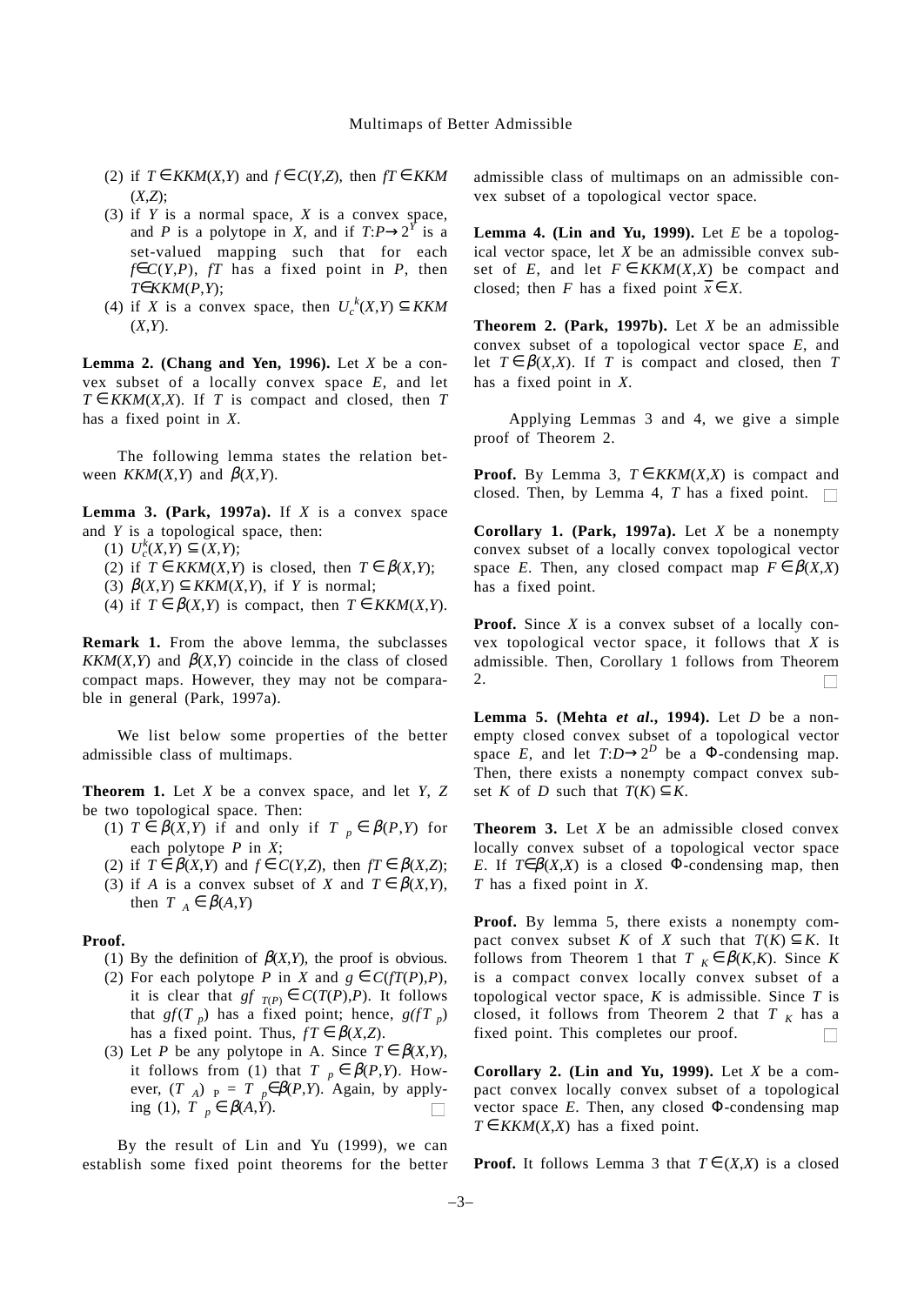(2) if $T \in KKM(X,Y)$ and $f \in C(Y,Z)$, then $fT \in KKM(X,Z)$;

(3) if $Y$ is a normal space, $X$ is a convex space, and $P$ is a polytope in $X$, and if $T{:}P \to 2^Y$ is a set-valued mapping such that for each $f \in C(Y,P)$, $fT$ has a fixed point in $P$, then $T \in KKM(P,Y)$;

(4) if $X$ is a convex space, then $U_c^k(X,Y) \subseteq KKM(X,Y)$.

**Lemma 2. (Chang and Yen, 1996).** Let $X$ be a convex subset of a locally convex space $E$, and let $T \in KKM(X,X)$. If $T$ is compact and closed, then $T$ has a fixed point in $X$.

The following lemma states the relation between $KKM(X,Y)$ and $\beta(X,Y)$.

**Lemma 3. (Park, 1997a).** If $X$ is a convex space and $Y$ is a topological space, then:

(1) $U_c^k(X,Y) \subseteq (X,Y)$;

(2) if $T \in KKM(X,Y)$ is closed, then $T \in \beta(X,Y)$;

(3) $\beta(X,Y) \subseteq KKM(X,Y)$, if $Y$ is normal;

(4) if $T \in \beta(X,Y)$ is compact, then $T \in KKM(X,Y)$.

**Remark 1.** From the above lemma, the subclasses $KKM(X,Y)$ and $\beta(X,Y)$ coincide in the class of closed compact maps. However, they may not be comparable in general (Park, 1997a).

We list below some properties of the better admissible class of multimaps.

**Theorem 1.** Let $X$ be a convex space, and let $Y$, $Z$ be two topological space. Then:

(1) $T \in \beta(X,Y)$ if and only if $T_{\ p} \in \beta(P,Y)$ for each polytope $P$ in $X$;

(2) if $T \in \beta(X,Y)$ and $f \in C(Y,Z)$, then $fT \in \beta(X,Z)$;

(3) if $A$ is a convex subset of $X$ and $T \in \beta(X,Y)$, then $T_{\ A} \in \beta(A,Y)$

**Proof.**

(1) By the definition of $\beta(X,Y)$, the proof is obvious.

(2) For each polytope $P$ in $X$ and $g \in C(fT(P),P)$, it is clear that $gf_{\ T(P)} \in C(T(P),P)$. It follows that $gf(T_{\ p})$ has a fixed point; hence, $g(fT_{\ p})$ has a fixed point. Thus, $fT \in \beta(X,Z)$.

(3) Let $P$ be any polytope in A. Since $T \in \beta(X,Y)$, it follows from (1) that $T_{\ p} \in \beta(P,Y)$. However, $(T_{\ A})_{\ P} = T_{\ p} \in \beta(P,Y)$. Again, by applying (1), $T_{\ p} \in \beta(A,Y)$. □

By the result of Lin and Yu (1999), we can establish some fixed point theorems for the better admissible class of multimaps on an admissible convex subset of a topological vector space.

**Lemma 4. (Lin and Yu, 1999).** Let $E$ be a topological vector space, let $X$ be an admissible convex subset of $E$, and let $F \in KKM(X,X)$ be compact and closed; then $F$ has a fixed point $\bar{x} \in X$.

**Theorem 2. (Park, 1997b).** Let $X$ be an admissible convex subset of a topological vector space $E$, and let $T \in \beta(X,X)$. If $T$ is compact and closed, then $T$ has a fixed point in $X$.

Applying Lemmas 3 and 4, we give a simple proof of Theorem 2.

**Proof.** By Lemma 3, $T \in KKM(X,X)$ is compact and closed. Then, by Lemma 4, $T$ has a fixed point. □

**Corollary 1. (Park, 1997a).** Let $X$ be a nonempty convex subset of a locally convex topological vector space $E$. Then, any closed compact map $F \in \beta(X,X)$ has a fixed point.

**Proof.** Since $X$ is a convex subset of a locally convex topological vector space, it follows that $X$ is admissible. Then, Corollary 1 follows from Theorem 2. □

**Lemma 5. (Mehta *et al*., 1994).** Let $D$ be a nonempty closed convex subset of a topological vector space $E$, and let $T{:}D \to 2^D$ be a $\Phi$-condensing map. Then, there exists a nonempty compact convex subset $K$ of $D$ such that $T(K) \subseteq K$.

**Theorem 3.** Let $X$ be an admissible closed convex locally convex subset of a topological vector space $E$. If $T \in \beta(X,X)$ is a closed $\Phi$-condensing map, then $T$ has a fixed point in $X$.

**Proof.** By lemma 5, there exists a nonempty compact convex subset $K$ of $X$ such that $T(K) \subseteq K$. It follows from Theorem 1 that $T_{\ K} \in \beta(K,K)$. Since $K$ is a compact convex locally convex subset of a topological vector space, $K$ is admissible. Since $T$ is closed, it follows from Theorem 2 that $T_{\ K}$ has a fixed point. This completes our proof. □

**Corollary 2. (Lin and Yu, 1999).** Let $X$ be a compact convex locally convex subset of a topological vector space $E$. Then, any closed $\Phi$-condensing map $T \in KKM(X,X)$ has a fixed point.

**Proof.** It follows Lemma 3 that $T \in (X,X)$ is a closed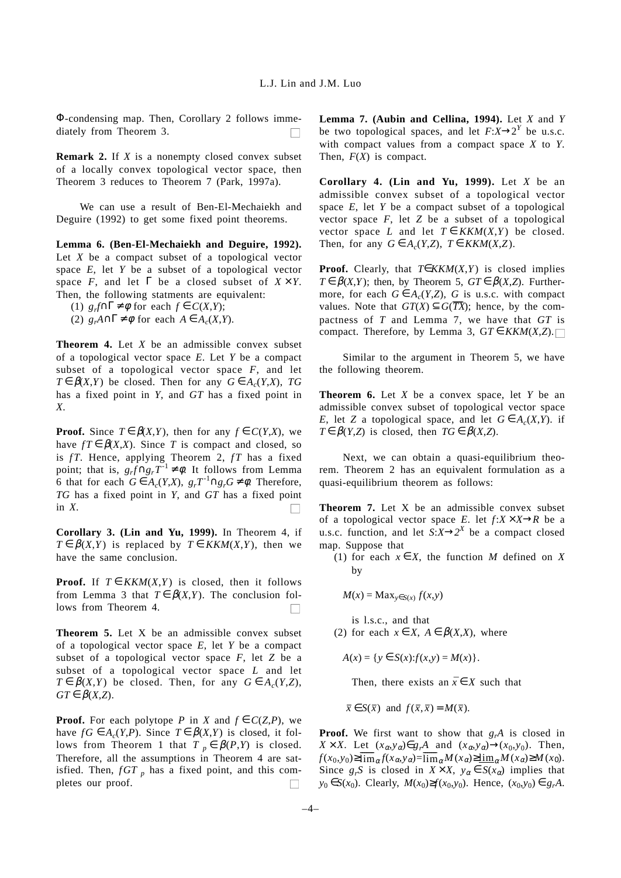$\Phi$-condensing map. Then, Corollary 2 follows immediately from Theorem 3. □

**Remark 2.** If $X$ is a nonempty closed convex subset of a locally convex topological vector space, then Theorem 3 reduces to Theorem 7 (Park, 1997a).

We can use a result of Ben-El-Mechaiekh and Deguire (1992) to get some fixed point theorems.

**Lemma 6. (Ben-El-Mechaiekh and Deguire, 1992).** Let $X$ be a compact subset of a topological vector space $E$, let $Y$ be a subset of a topological vector space $F$, and let $\Gamma$ be a closed subset of $X \times Y$. Then, the following statments are equivalent:

(1) $g_r f \cap \Gamma \neq \phi$ for each $f \in C(X,Y)$;

(2) $g_r A \cap \Gamma \neq \phi$ for each $A \in A_c(X,Y)$.

**Theorem 4.** Let $X$ be an admissible convex subset of a topological vector space $E$. Let $Y$ be a compact subset of a topological vector space $F$, and let $T \in \beta(X,Y)$ be closed. Then for any $G \in A_c(Y,X)$, $TG$ has a fixed point in $Y$, and $GT$ has a fixed point in $X$.

**Proof.** Since $T \in \beta(X,Y)$, then for any $f \in C(Y,X)$, we have $fT \in \beta(X,X)$. Since $T$ is compact and closed, so is $fT$. Hence, applying Theorem 2, $fT$ has a fixed point; that is, $g_r f \cap g_r T^{-1} \neq \phi$. It follows from Lemma 6 that for each $G \in A_c(Y,X)$, $g_r T^{-1} \cap g_r G \neq \phi$. Therefore, $TG$ has a fixed point in $Y$, and $GT$ has a fixed point in $X$. □

**Corollary 3. (Lin and Yu, 1999).** In Theorem 4, if $T \in \beta(X,Y)$ is replaced by $T \in KKM(X,Y)$, then we have the same conclusion.

**Proof.** If $T \in KKM(X,Y)$ is closed, then it follows from Lemma 3 that $T \in \beta(X,Y)$. The conclusion follows from Theorem 4. □

**Theorem 5.** Let X be an admissible convex subset of a topological vector space $E$, let $Y$ be a compact subset of a topological vector space $F$, let $Z$ be a subset of a topological vector space $L$ and let $T \in \beta(X,Y)$ be closed. Then, for any $G \in A_c(Y,Z)$, $GT \in \beta(X,Z)$.

**Proof.** For each polytope $P$ in $X$ and $f \in C(Z,P)$, we have $fG \in A_c(Y,P)$. Since $T \in \beta(X,Y)$ is closed, it follows from Theorem 1 that $T_p \in \beta(P,Y)$ is closed. Therefore, all the assumptions in Theorem 4 are satisfied. Then, $fGT_p$ has a fixed point, and this completes our proof. □

**Lemma 7. (Aubin and Cellina, 1994).** Let $X$ and $Y$ be two topological spaces, and let $F: X \to 2^Y$ be u.s.c. with compact values from a compact space $X$ to $Y$. Then, $F(X)$ is compact.

**Corollary 4. (Lin and Yu, 1999).** Let $X$ be an admissible convex subset of a topological vector space $E$, let $Y$ be a compact subset of a topological vector space $F$, let $Z$ be a subset of a topological vector space $L$ and let $T \in KKM(X,Y)$ be closed. Then, for any $G \in A_c(Y,Z)$, $T \in KKM(X,Z)$.

**Proof.** Clearly, that $T \in KKM(X,Y)$ is closed implies $T \in \beta(X,Y)$; then, by Theorem 5, $GT \in \beta(X,Z)$. Furthermore, for each $G \in A_c(Y,Z)$, $G$ is u.s.c. with compact values. Note that $GT(X) \subseteq G(\overline{TX})$; hence, by the compactness of $T$ and Lemma 7, we have that $GT$ is compact. Therefore, by Lemma 3, $GT \in KKM(X,Z)$. □

Similar to the argument in Theorem 5, we have the following theorem.

**Theorem 6.** Let $X$ be a convex space, let $Y$ be an admissible convex subset of topological vector space $E$, let $Z$ a topological space, and let $G \in A_c(X,Y)$. if $T \in \beta(Y,Z)$ is closed, then $TG \in \beta(X,Z)$.

Next, we can obtain a quasi-equilibrium theorem. Theorem 2 has an equivalent formulation as a quasi-equilibrium theorem as follows:

**Theorem 7.** Let X be an admissible convex subset of a topological vector space $E$. let $f: X \times X \to R$ be a u.s.c. function, and let $S: X \to 2^X$ be a compact closed map. Suppose that

(1) for each $x \in X$, the function $M$ defined on $X$ by

$$M(x) = \mathrm{Max}_{y \in S(x)}\, f(x,y)$$

is l.s.c., and that

(2) for each $x \in X$, $A \in \beta(X,X)$, where

$$A(x) = \{y \in S(x): f(x,y) = M(x)\}.$$

Then, there exists an $\bar{x} \in X$ such that

$$\bar{x} \in S(\bar{x}) \text{ and } f(\bar{x},\bar{x}) = M(\bar{x}).$$

**Proof.** We first want to show that $g_r A$ is closed in $X \times X$. Let $(x_\alpha, y_\alpha) \in g_r A$ and $(x_\alpha, y_\alpha) \to (x_0, y_0)$. Then, $f(x_0,y_0) \geq \overline{\lim}_\alpha f(x_\alpha,y_\alpha) = \overline{\lim}_\alpha M(x_\alpha) \geq \underline{\lim}_\alpha M(x_\alpha) \geq M(x_0)$. Since $g_r S$ is closed in $X \times X$, $y_\alpha \in S(x_\alpha)$ implies that $y_0 \in S(x_0)$. Clearly, $M(x_0) \geq f(x_0,y_0)$. Hence, $(x_0,y_0) \in g_r A$.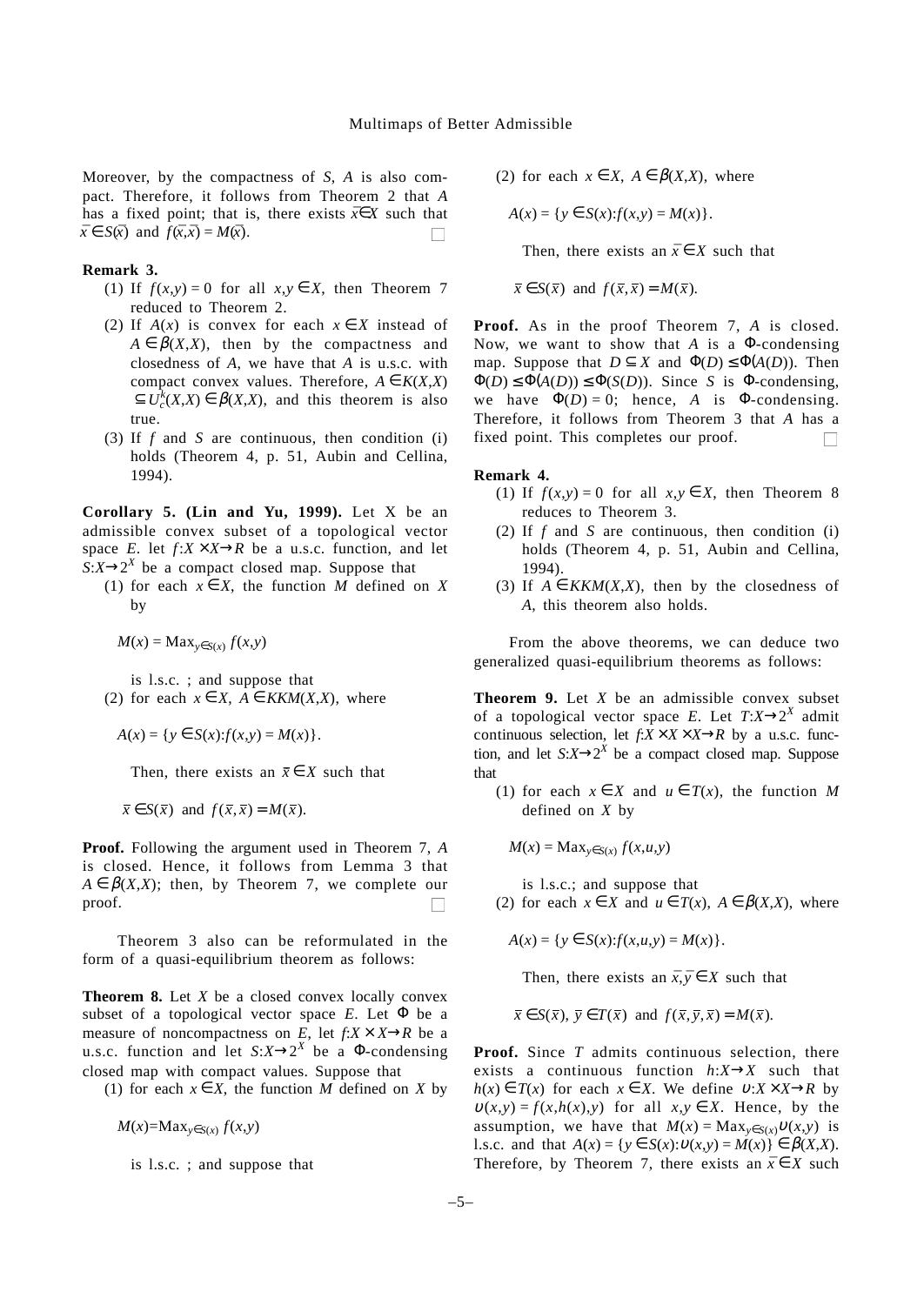Moreover, by the compactness of $S$, $A$ is also compact. Therefore, it follows from Theorem 2 that $A$ has a fixed point; that is, there exists $\bar{x}\in X$ such that $\bar{x}\in S(\bar{x})$ and $f(\bar{x},\bar{x}) = M(\bar{x})$. □

**Remark 3.**

1. If $f(x,y) = 0$ for all $x,y \in X$, then Theorem 7 reduced to Theorem 2.
2. If $A(x)$ is convex for each $x \in X$ instead of $A \in \beta(X,X)$, then by the compactness and closedness of $A$, we have that $A$ is u.s.c. with compact convex values. Therefore, $A \in K(X,X) \subseteq U_c^k(X,X) \in \beta(X,X)$, and this theorem is also true.
3. If $f$ and $S$ are continuous, then condition (i) holds (Theorem 4, p. 51, Aubin and Cellina, 1994).

**Corollary 5. (Lin and Yu, 1999).** Let X be an admissible convex subset of a topological vector space $E$. let $f:X \times X \to R$ be a u.s.c. function, and let $S:X \to 2^X$ be a compact closed map. Suppose that

1. for each $x \in X$, the function $M$ defined on $X$ by

   $$M(x) = \mathrm{Max}_{y\in S(x)}\, f(x,y)$$

   is l.s.c. ; and suppose that
2. for each $x \in X$, $A \in KKM(X,X)$, where

   $$A(x) = \{y \in S(x):f(x,y) = M(x)\}.$$

   Then, there exists an $\bar{x} \in X$ such that

   $$\bar{x} \in S(\bar{x}) \text{ and } f(\bar{x},\bar{x}) = M(\bar{x}).$$

**Proof.** Following the argument used in Theorem 7, $A$ is closed. Hence, it follows from Lemma 3 that $A \in \beta(X,X)$; then, by Theorem 7, we complete our proof. □

Theorem 3 also can be reformulated in the form of a quasi-equilibrium theorem as follows:

**Theorem 8.** Let $X$ be a closed convex locally convex subset of a topological vector space $E$. Let $\Phi$ be a measure of noncompactness on $E$, let $f:X \times X \to R$ be a u.s.c. function and let $S:X \to 2^X$ be a $\Phi$-condensing closed map with compact values. Suppose that

1. for each $x \in X$, the function $M$ defined on $X$ by

   $$M(x)=\mathrm{Max}_{y\in S(x)}\, f(x,y)$$

   is l.s.c. ; and suppose that
2. for each $x \in X$, $A \in \beta(X,X)$, where

   $$A(x) = \{y \in S(x):f(x,y) = M(x)\}.$$

   Then, there exists an $\bar{x} \in X$ such that

   $$\bar{x} \in S(\bar{x}) \text{ and } f(\bar{x},\bar{x}) = M(\bar{x}).$$

**Proof.** As in the proof Theorem 7, $A$ is closed. Now, we want to show that $A$ is a $\Phi$-condensing map. Suppose that $D \subseteq X$ and $\Phi(D) \leq \Phi(A(D))$. Then $\Phi(D) \leq \Phi(A(D)) \leq \Phi(S(D))$. Since $S$ is $\Phi$-condensing, we have $\Phi(D) = 0$; hence, $A$ is $\Phi$-condensing. Therefore, it follows from Theorem 3 that $A$ has a fixed point. This completes our proof. □

**Remark 4.**

1. If $f(x,y) = 0$ for all $x,y \in X$, then Theorem 8 reduces to Theorem 3.
2. If $f$ and $S$ are continuous, then condition (i) holds (Theorem 4, p. 51, Aubin and Cellina, 1994).
3. If $A \in KKM(X,X)$, then by the closedness of $A$, this theorem also holds.

From the above theorems, we can deduce two generalized quasi-equilibrium theorems as follows:

**Theorem 9.** Let $X$ be an admissible convex subset of a topological vector space $E$. Let $T:X \to 2^X$ admit continuous selection, let $f:X \times X \times X \to R$ by a u.s.c. function, and let $S:X \to 2^X$ be a compact closed map. Suppose that

1. for each $x \in X$ and $u \in T(x)$, the function $M$ defined on $X$ by

   $$M(x) = \mathrm{Max}_{y\in S(x)}\, f(x,u,y)$$

   is l.s.c.; and suppose that
2. for each $x \in X$ and $u \in T(x)$, $A \in \beta(X,X)$, where

   $$A(x) = \{y \in S(x):f(x,u,y) = M(x)\}.$$

   Then, there exists an $\bar{x},\bar{y} \in X$ such that

   $$\bar{x} \in S(\bar{x}),\ \bar{y} \in T(\bar{x}) \text{ and } f(\bar{x},\bar{y},\bar{x}) = M(\bar{x}).$$

**Proof.** Since $T$ admits continuous selection, there exists a continuous function $h:X \to X$ such that $h(x) \in T(x)$ for each $x \in X$. We define $\upsilon:X \times X \to R$ by $\upsilon(x,y) = f(x,h(x),y)$ for all $x,y \in X$. Hence, by the assumption, we have that $M(x) = \mathrm{Max}_{y\in S(x)}\upsilon(x,y)$ is l.s.c. and that $A(x) = \{y \in S(x):\upsilon(x,y) = M(x)\} \in \beta(X,X)$. Therefore, by Theorem 7, there exists an $\bar{x} \in X$ such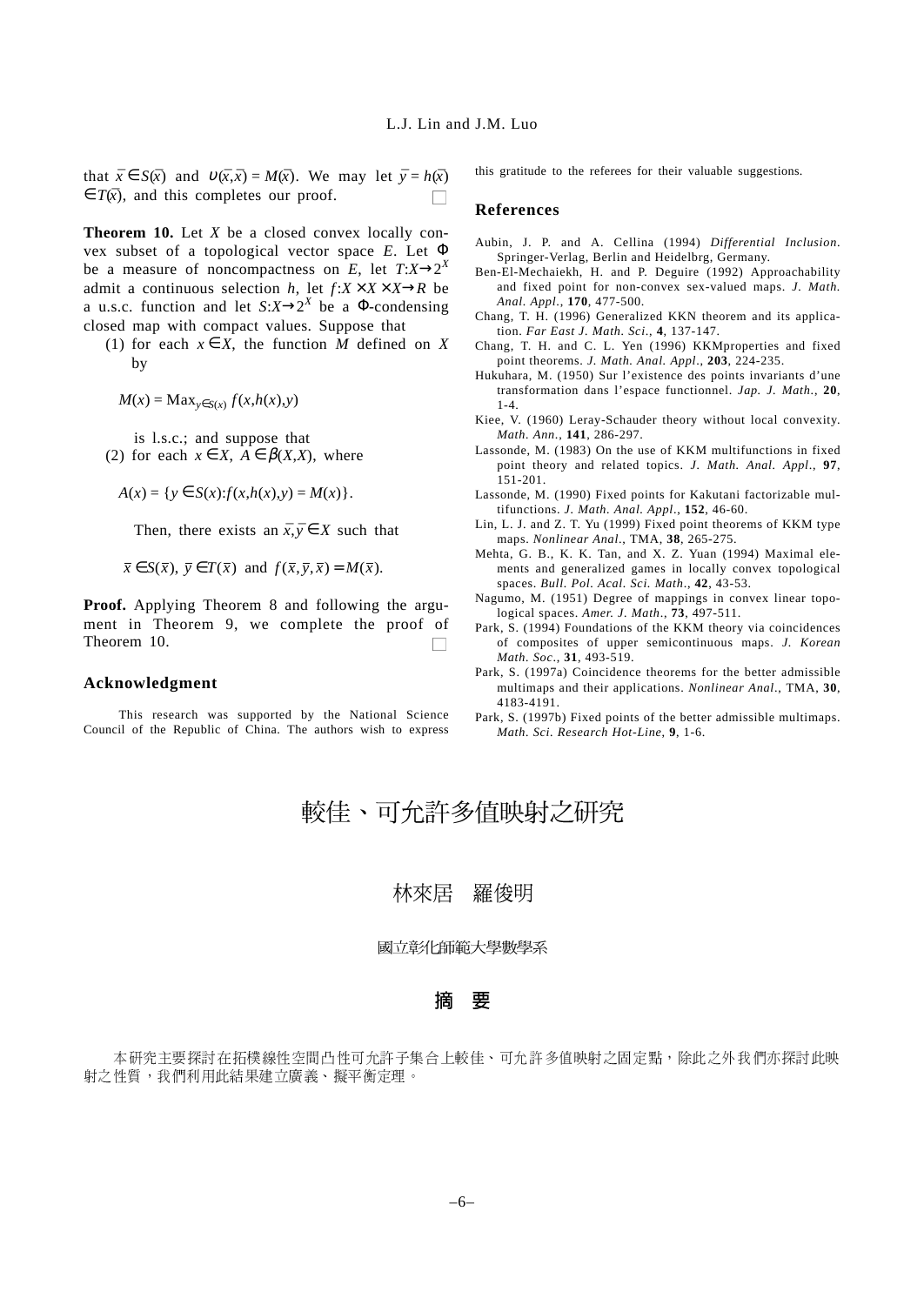that $\bar{x} \in S(\bar{x})$ and $\upsilon(\bar{x},\bar{x}) = M(\bar{x})$. We may let $\bar{y} = h(\bar{x}) \in T(\bar{x})$, and this completes our proof. □

**Theorem 10.** Let $X$ be a closed convex locally convex subset of a topological vector space $E$. Let $\Phi$ be a measure of noncompactness on $E$, let $T:X\to 2^X$ admit a continuous selection $h$, let $f:X\times X\times X\to R$ be a u.s.c. function and let $S:X\to 2^X$ be a $\Phi$-condensing closed map with compact values. Suppose that

(1) for each $x\in X$, the function $M$ defined on $X$ by

$$M(x) = \mathrm{Max}_{y\in S(x)}\, f(x,h(x),y)$$

is l.s.c.; and suppose that

(2) for each $x\in X$, $A\in\beta(X,X)$, where

$$A(x) = \{y\in S(x): f(x,h(x),y) = M(x)\}.$$

Then, there exists an $\bar{x},\bar{y}\in X$ such that

$$\bar{x}\in S(\bar{x}),\ \bar{y}\in T(\bar{x}) \text{ and } f(\bar{x},\bar{y},\bar{x}) = M(\bar{x}).$$

**Proof.** Applying Theorem 8 and following the argument in Theorem 9, we complete the proof of Theorem 10. □

## Acknowledgment

This research was supported by the National Science Council of the Republic of China. The authors wish to express this gratitude to the referees for their valuable suggestions.

## References

Aubin, J. P. and A. Cellina (1994) *Differential Inclusion*. Springer-Verlag, Berlin and Heidelbrg, Germany.

Ben-El-Mechaiekh, H. and P. Deguire (1992) Approachability and fixed point for non-convex sex-valued maps. *J. Math. Anal. Appl.*, **170**, 477-500.

Chang, T. H. (1996) Generalized KKN theorem and its applications. *Far East J. Math. Sci.*, **4**, 137-147.

Chang, T. H. and C. L. Yen (1996) KKMproperties and fixed point theorems. *J. Math. Anal. Appl.*, **203**, 224-235.

Hukuhara, M. (1950) Sur l'existence des points invariants d'une transformation dans l'espace fonctionnel. *Jap. J. Math.*, **20**, 1-4.

Kiee, V. (1960) Leray-Schauder theory without local convexity. *Math. Ann.*, **141**, 286-297.

Lassonde, M. (1983) On the use of KKM multifunctions in fixed point theory and related topics. *J. Math. Anal. Appl.*, **97**, 151-201.

Lassonde, M. (1990) Fixed points for Kakutani factorizable multifunctions. *J. Math. Anal. Appl.*, **152**, 46-60.

Lin, L. J. and Z. T. Yu (1999) Fixed point theorems of KKM type maps. *Nonlinear Anal.*, TMA, **38**, 265-275.

Mehta, G. B., K. K. Tan, and X. Z. Yuan (1994) Maximal elements and generalized games in locally convex topological spaces. *Bull. Pol. Acal. Sci. Math.*, **42**, 43-53.

Nagumo, M. (1951) Degree of mappings in convex linear topological spaces. *Amer. J. Math.*, **73**, 497-511.

Park, S. (1994) Foundations of the KKM theory via coincidences of composites of upper semicontinuous maps. *J. Korean Math. Soc.*, **31**, 493-519.

Park, S. (1997a) Coincidence theorems for the better admissible multimaps and their applications. *Nonlinear Anal.*, TMA, **30**, 4183-4191.

Park, S. (1997b) Fixed points of the better admissible multimaps. *Math. Sci. Research Hot-Line*, **9**, 1-6.

# 較佳、可允許多值映射之研究

林來居　羅俊明

國立彰化師範大學數學系

## 摘　要

本研究主要探討在拓樸線性空間凸性可允許子集合上較佳、可允許多值映射之固定點，除此之外我們亦探討此映射之性質，我們利用此結果建立廣義、擬平衡定理。